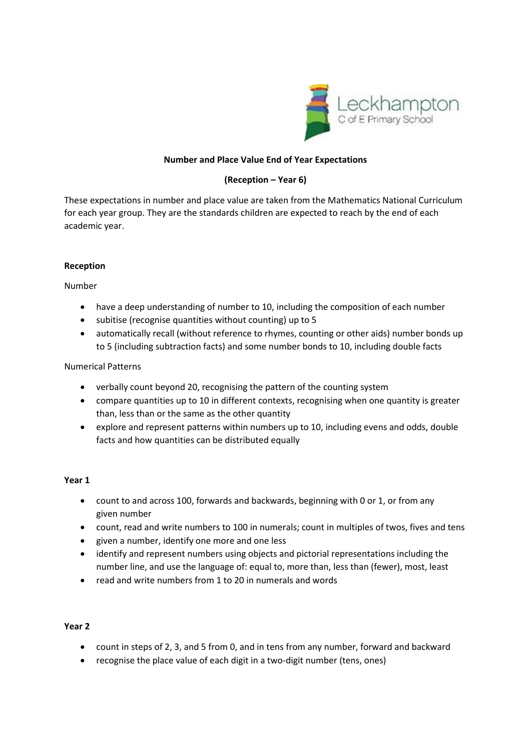**Number and Place Value End of Year Expectations**

**(Reception – Year 6)**

These expectations in number and place value are taken from the Mathematics National Curriculum for each year group. They are the standards children are expected to reach by the end of each academic year.

**Reception**

Number

- have a deep understanding of number to 10, including the composition of each number
- subitise (recognise quantities without counting) up to 5
- automatically recall (without reference to rhymes, counting or other aids) number bonds up to 5 (including subtraction facts) and some number bonds to 10, including double facts

Numerical Patterns

- verbally count beyond 20, recognising the pattern of the counting system
- compare quantities up to 10 in different contexts, recognising when one quantity is greater than, less than or the same as the other quantity
- explore and represent patterns within numbers up to 10, including evens and odds, double facts and how quantities can be distributed equally

**Year 1**

- count to and across 100, forwards and backwards, beginning with 0 or 1, or from any given number
- count, read and write numbers to 100 in numerals; count in multiples of twos, fives and tens
- given a number, identify one more and one less
- identify and represent numbers using objects and pictorial representations including the number line, and use the language of: equal to, more than, less than (fewer), most, least
- read and write numbers from 1 to 20 in numerals and words

**Year 2**

- count in steps of 2, 3, and 5 from 0, and in tens from any number, forward and backward
- recognise the place value of each digit in a two-digit number (tens, ones)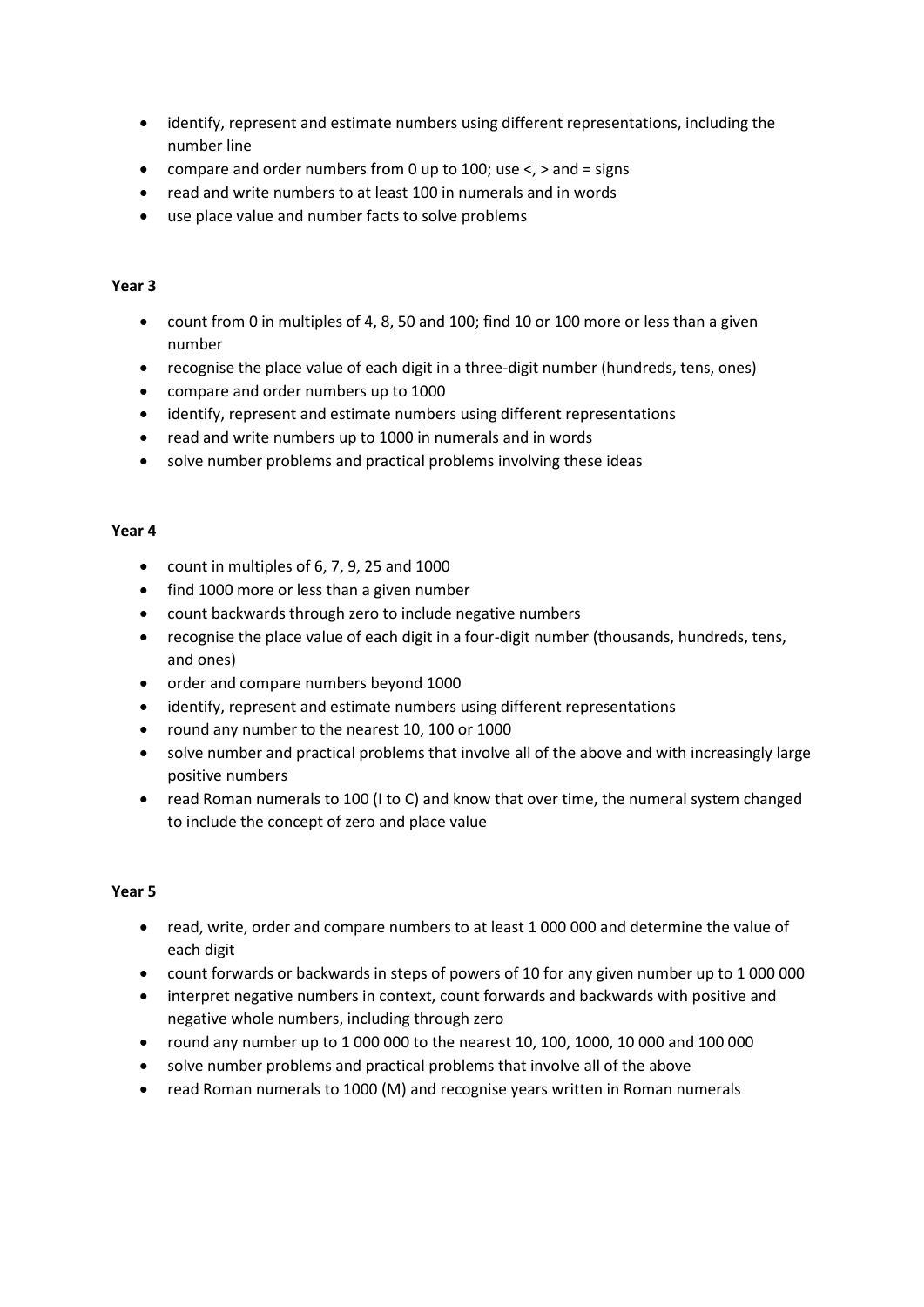- identify, represent and estimate numbers using different representations, including the number line
- compare and order numbers from 0 up to 100; use <, > and = signs
- read and write numbers to at least 100 in numerals and in words
- use place value and number facts to solve problems

**Year 3**

- count from 0 in multiples of 4, 8, 50 and 100; find 10 or 100 more or less than a given number
- recognise the place value of each digit in a three-digit number (hundreds, tens, ones)
- compare and order numbers up to 1000
- identify, represent and estimate numbers using different representations
- read and write numbers up to 1000 in numerals and in words
- solve number problems and practical problems involving these ideas

**Year 4**

- count in multiples of 6, 7, 9, 25 and 1000
- find 1000 more or less than a given number
- count backwards through zero to include negative numbers
- recognise the place value of each digit in a four-digit number (thousands, hundreds, tens, and ones)
- order and compare numbers beyond 1000
- identify, represent and estimate numbers using different representations
- round any number to the nearest 10, 100 or 1000
- solve number and practical problems that involve all of the above and with increasingly large positive numbers
- read Roman numerals to 100 (I to C) and know that over time, the numeral system changed to include the concept of zero and place value

**Year 5**

- read, write, order and compare numbers to at least 1 000 000 and determine the value of each digit
- count forwards or backwards in steps of powers of 10 for any given number up to 1 000 000
- interpret negative numbers in context, count forwards and backwards with positive and negative whole numbers, including through zero
- round any number up to 1 000 000 to the nearest 10, 100, 1000, 10 000 and 100 000
- solve number problems and practical problems that involve all of the above
- read Roman numerals to 1000 (M) and recognise years written in Roman numerals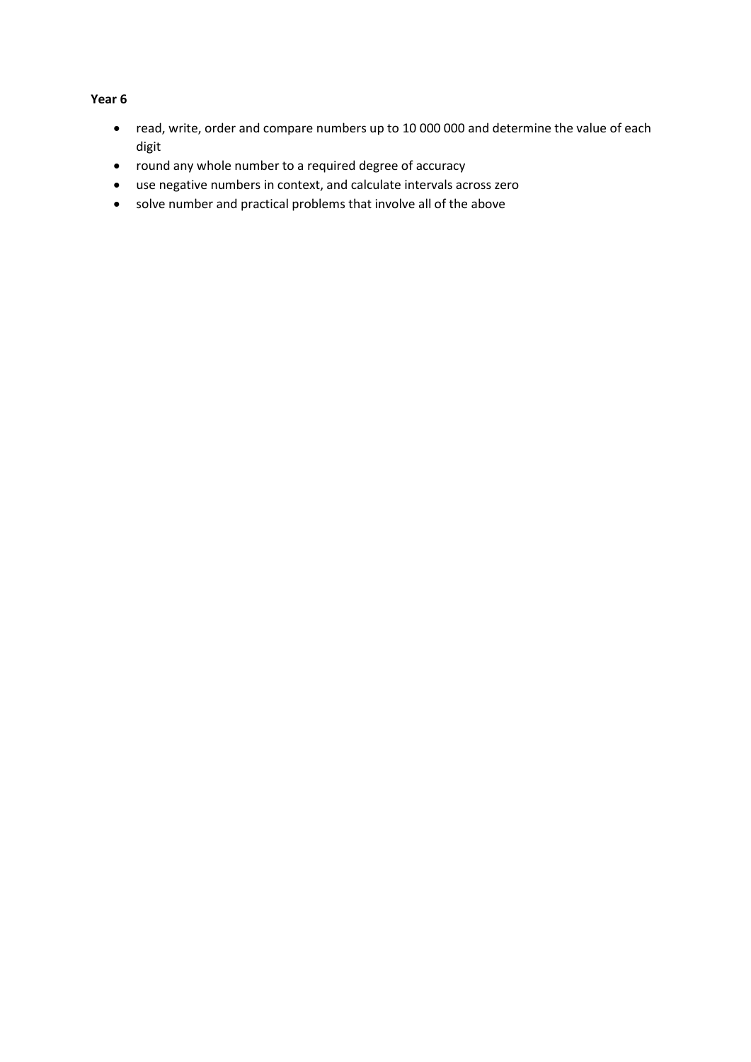**Year 6**

- read, write, order and compare numbers up to 10 000 000 and determine the value of each digit
- round any whole number to a required degree of accuracy
- use negative numbers in context, and calculate intervals across zero
- solve number and practical problems that involve all of the above